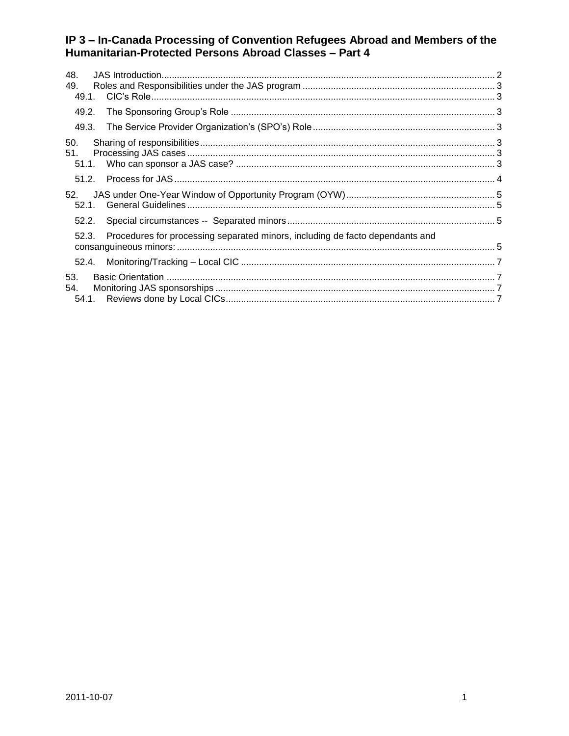# IP 3 – In-Canada Processing of Convention Refugees Abroad and Members of the Humanitarian-Protected Persons Abroad Classes – Part 4

48. JAS Introduction ..... 2
49. Roles and Responsibilities under the JAS program ..... 3
    - 49.1. CIC's Role ..... 3
    - 49.2. The Sponsoring Group's Role ..... 3
    - 49.3. The Service Provider Organization's (SPO's) Role ..... 3
50. Sharing of responsibilities ..... 3
51. Processing JAS cases ..... 3
    - 51.1. Who can sponsor a JAS case? ..... 3
    - 51.2. Process for JAS ..... 4
52. JAS under One-Year Window of Opportunity Program (OYW) ..... 5
    - 52.1. General Guidelines ..... 5
    - 52.2. Special circumstances -- Separated minors ..... 5
    - 52.3. Procedures for processing separated minors, including de facto dependants and consanguineous minors: ..... 5
    - 52.4. Monitoring/Tracking – Local CIC ..... 7
53. Basic Orientation ..... 7
54. Monitoring JAS sponsorships ..... 7
    - 54.1. Reviews done by Local CICs ..... 7

2011-10-07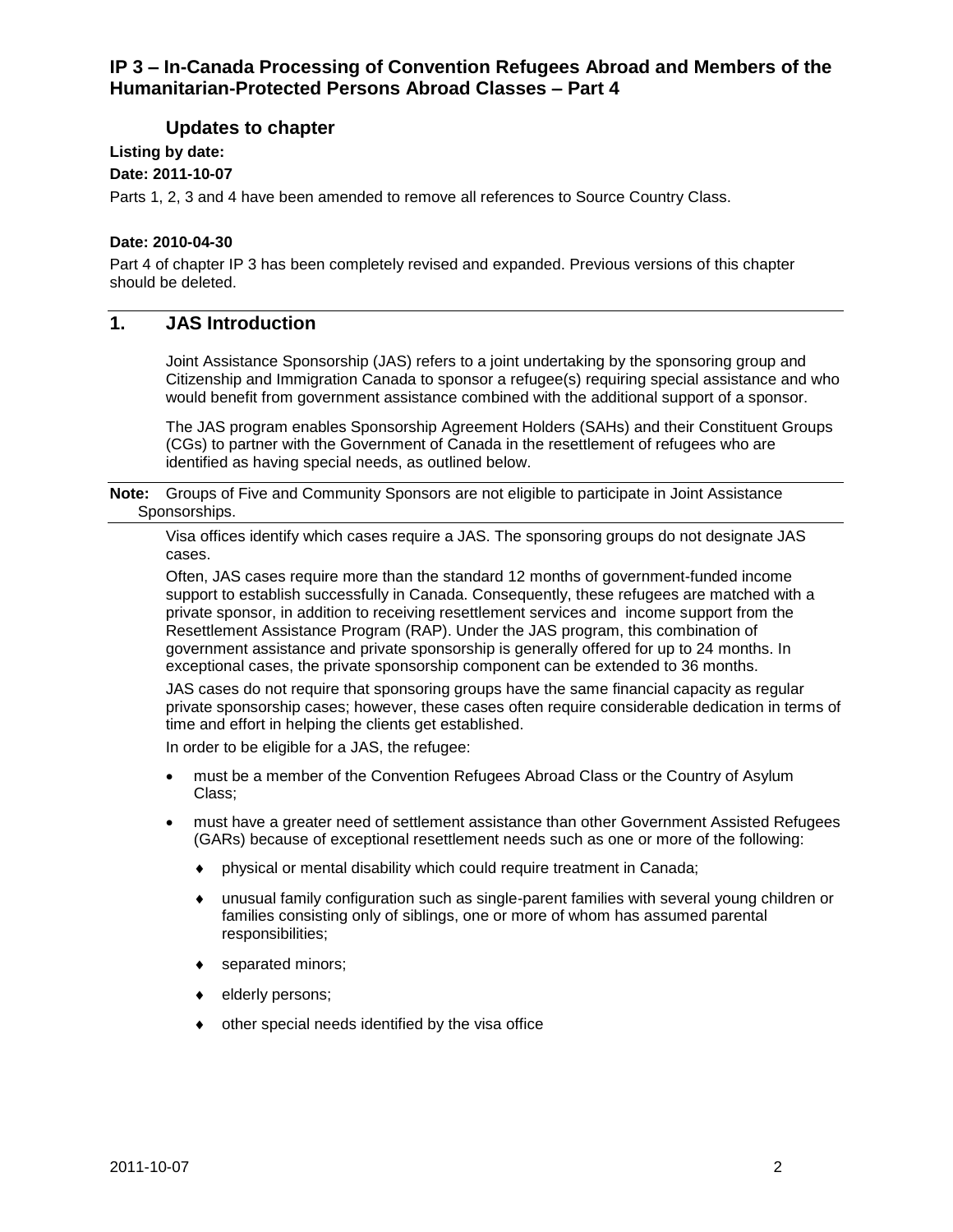## IP 3 – In-Canada Processing of Convention Refugees Abroad and Members of the Humanitarian-Protected Persons Abroad Classes – Part 4

### Updates to chapter

**Listing by date:**

**Date: 2011-10-07**

Parts 1, 2, 3 and 4 have been amended to remove all references to Source Country Class.

**Date: 2010-04-30**

Part 4 of chapter IP 3 has been completely revised and expanded. Previous versions of this chapter should be deleted.

## 1. JAS Introduction

Joint Assistance Sponsorship (JAS) refers to a joint undertaking by the sponsoring group and Citizenship and Immigration Canada to sponsor a refugee(s) requiring special assistance and who would benefit from government assistance combined with the additional support of a sponsor.

The JAS program enables Sponsorship Agreement Holders (SAHs) and their Constituent Groups (CGs) to partner with the Government of Canada in the resettlement of refugees who are identified as having special needs, as outlined below.

**Note:** Groups of Five and Community Sponsors are not eligible to participate in Joint Assistance Sponsorships.

Visa offices identify which cases require a JAS. The sponsoring groups do not designate JAS cases.

Often, JAS cases require more than the standard 12 months of government-funded income support to establish successfully in Canada. Consequently, these refugees are matched with a private sponsor, in addition to receiving resettlement services and income support from the Resettlement Assistance Program (RAP). Under the JAS program, this combination of government assistance and private sponsorship is generally offered for up to 24 months. In exceptional cases, the private sponsorship component can be extended to 36 months.

JAS cases do not require that sponsoring groups have the same financial capacity as regular private sponsorship cases; however, these cases often require considerable dedication in terms of time and effort in helping the clients get established.

In order to be eligible for a JAS, the refugee:

- must be a member of the Convention Refugees Abroad Class or the Country of Asylum Class;
- must have a greater need of settlement assistance than other Government Assisted Refugees (GARs) because of exceptional resettlement needs such as one or more of the following:
  - physical or mental disability which could require treatment in Canada;
  - unusual family configuration such as single-parent families with several young children or families consisting only of siblings, one or more of whom has assumed parental responsibilities;
  - separated minors;
  - elderly persons;
  - other special needs identified by the visa office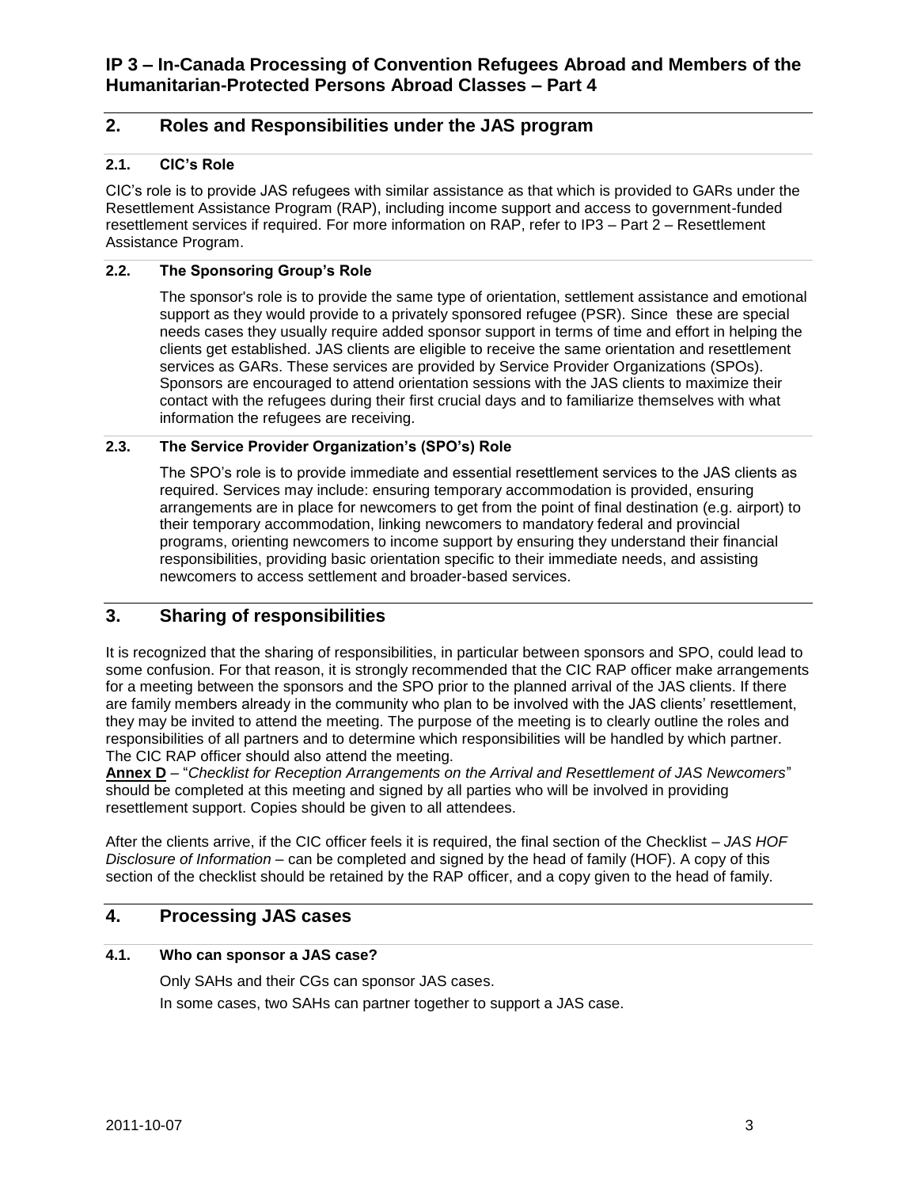## 2. Roles and Responsibilities under the JAS program

### 2.1. CIC's Role

CIC's role is to provide JAS refugees with similar assistance as that which is provided to GARs under the Resettlement Assistance Program (RAP), including income support and access to government-funded resettlement services if required. For more information on RAP, refer to IP3 – Part 2 – Resettlement Assistance Program.

### 2.2. The Sponsoring Group's Role

The sponsor's role is to provide the same type of orientation, settlement assistance and emotional support as they would provide to a privately sponsored refugee (PSR). Since these are special needs cases they usually require added sponsor support in terms of time and effort in helping the clients get established. JAS clients are eligible to receive the same orientation and resettlement services as GARs. These services are provided by Service Provider Organizations (SPOs). Sponsors are encouraged to attend orientation sessions with the JAS clients to maximize their contact with the refugees during their first crucial days and to familiarize themselves with what information the refugees are receiving.

### 2.3. The Service Provider Organization's (SPO's) Role

The SPO's role is to provide immediate and essential resettlement services to the JAS clients as required. Services may include: ensuring temporary accommodation is provided, ensuring arrangements are in place for newcomers to get from the point of final destination (e.g. airport) to their temporary accommodation, linking newcomers to mandatory federal and provincial programs, orienting newcomers to income support by ensuring they understand their financial responsibilities, providing basic orientation specific to their immediate needs, and assisting newcomers to access settlement and broader-based services.

## 3. Sharing of responsibilities

It is recognized that the sharing of responsibilities, in particular between sponsors and SPO, could lead to some confusion. For that reason, it is strongly recommended that the CIC RAP officer make arrangements for a meeting between the sponsors and the SPO prior to the planned arrival of the JAS clients. If there are family members already in the community who plan to be involved with the JAS clients' resettlement, they may be invited to attend the meeting. The purpose of the meeting is to clearly outline the roles and responsibilities of all partners and to determine which responsibilities will be handled by which partner. The CIC RAP officer should also attend the meeting.

**Annex D** – "*Checklist for Reception Arrangements on the Arrival and Resettlement of JAS Newcomers*" should be completed at this meeting and signed by all parties who will be involved in providing resettlement support. Copies should be given to all attendees.

After the clients arrive, if the CIC officer feels it is required, the final section of the Checklist – *JAS HOF Disclosure of Information* – can be completed and signed by the head of family (HOF). A copy of this section of the checklist should be retained by the RAP officer, and a copy given to the head of family.

## 4. Processing JAS cases

### 4.1. Who can sponsor a JAS case?

Only SAHs and their CGs can sponsor JAS cases.

In some cases, two SAHs can partner together to support a JAS case.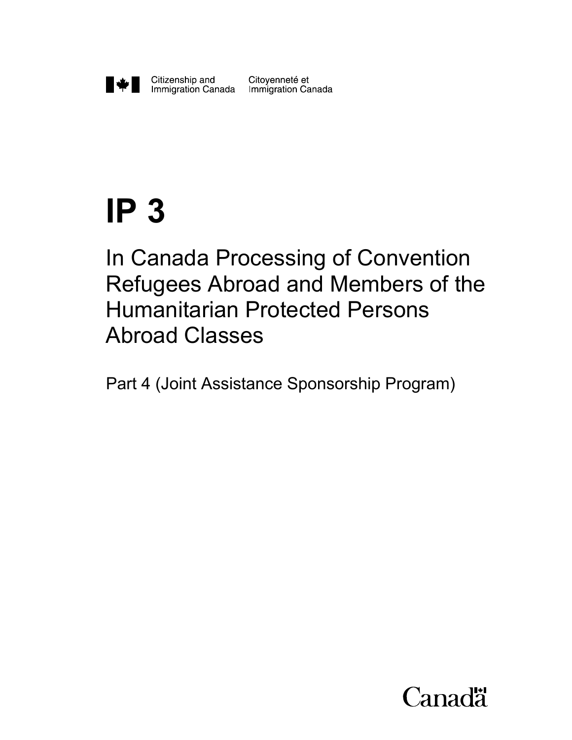Citizenship and Immigration Canada    Citoyenneté et Immigration Canada

# IP 3

## In Canada Processing of Convention Refugees Abroad and Members of the Humanitarian Protected Persons Abroad Classes

Part 4 (Joint Assistance Sponsorship Program)

Canada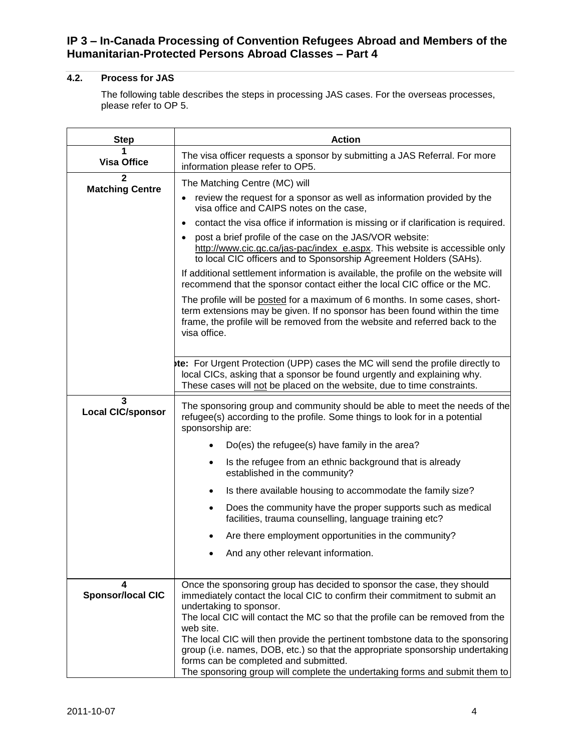### 4.2. Process for JAS

The following table describes the steps in processing JAS cases. For the overseas processes, please refer to OP 5.

| Step | Action |
| --- | --- |
| **1**<br>**Visa Office** | The visa officer requests a sponsor by submitting a JAS Referral. For more information please refer to OP5. |
| **2**<br>**Matching Centre** | The Matching Centre (MC) will<br>• review the request for a sponsor as well as information provided by the visa office and CAIPS notes on the case,<br>• contact the visa office if information is missing or if clarification is required.<br>• post a brief profile of the case on the JAS/VOR website: http://www.cic.gc.ca/jas-pac/index_e.aspx. This website is accessible only to local CIC officers and to Sponsorship Agreement Holders (SAHs).<br>If additional settlement information is available, the profile on the website will recommend that the sponsor contact either the local CIC office or the MC.<br>The profile will be posted for a maximum of 6 months. In some cases, short-term extensions may be given. If no sponsor has been found within the time frame, the profile will be removed from the website and referred back to the visa office. |
| | **Note:** For Urgent Protection (UPP) cases the MC will send the profile directly to local CICs, asking that a sponsor be found urgently and explaining why. These cases will not be placed on the website, due to time constraints. |
| **3**<br>**Local CIC/sponsor** | The sponsoring group and community should be able to meet the needs of the refugee(s) according to the profile. Some things to look for in a potential sponsorship are:<br>• Do(es) the refugee(s) have family in the area?<br>• Is the refugee from an ethnic background that is already established in the community?<br>• Is there available housing to accommodate the family size?<br>• Does the community have the proper supports such as medical facilities, trauma counselling, language training etc?<br>• Are there employment opportunities in the community?<br>• And any other relevant information. |
| **4**<br>**Sponsor/local CIC** | Once the sponsoring group has decided to sponsor the case, they should immediately contact the local CIC to confirm their commitment to submit an undertaking to sponsor.<br>The local CIC will contact the MC so that the profile can be removed from the web site.<br>The local CIC will then provide the pertinent tombstone data to the sponsoring group (i.e. names, DOB, etc.) so that the appropriate sponsorship undertaking forms can be completed and submitted.<br>The sponsoring group will complete the undertaking forms and submit them to |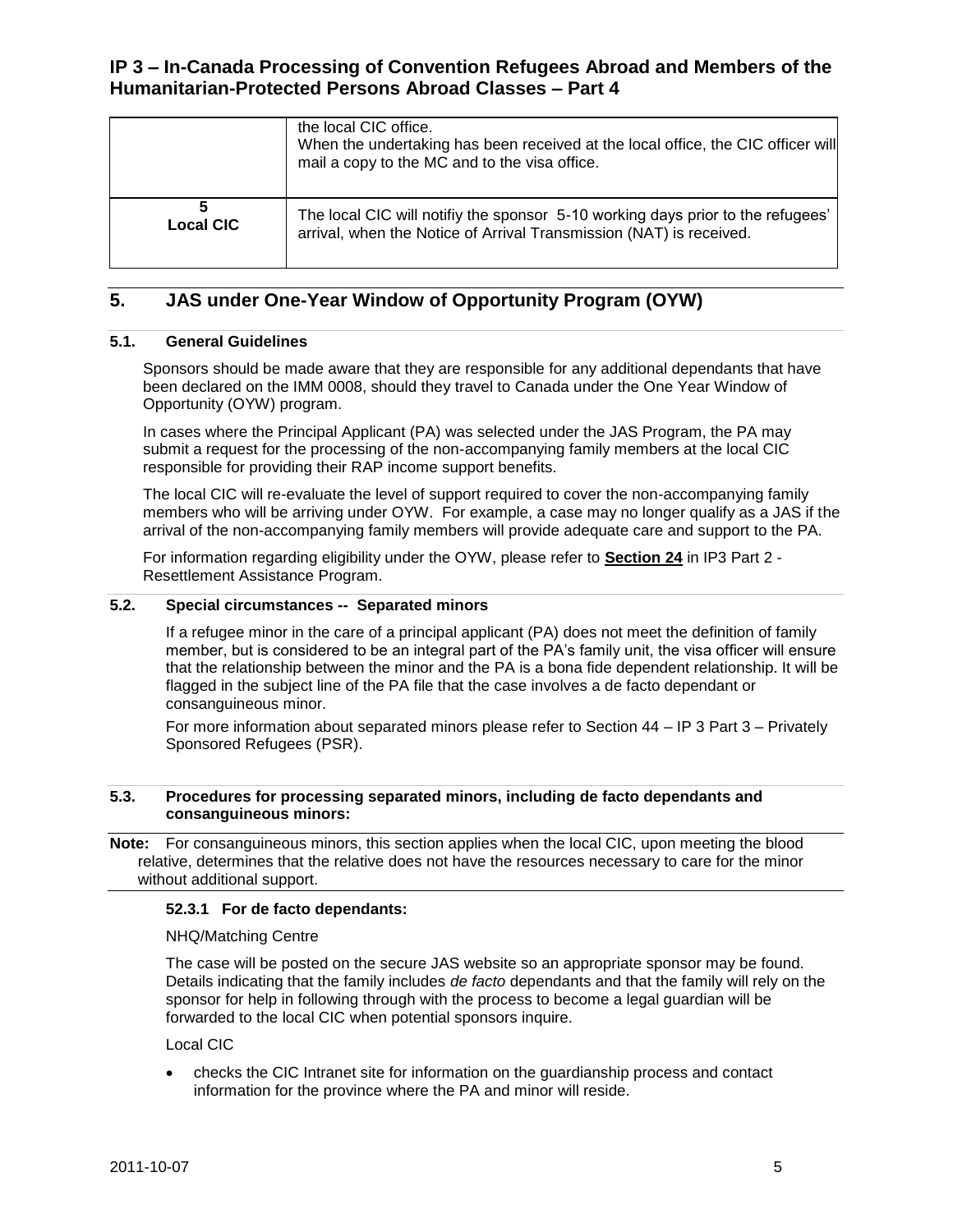| | |
|---|---|
| | the local CIC office.<br>When the undertaking has been received at the local office, the CIC officer will mail a copy to the MC and to the visa office. |
| **5**<br>**Local CIC** | The local CIC will notifiy the sponsor 5-10 working days prior to the refugees' arrival, when the Notice of Arrival Transmission (NAT) is received. |

## 5. JAS under One-Year Window of Opportunity Program (OYW)

### 5.1. General Guidelines

Sponsors should be made aware that they are responsible for any additional dependants that have been declared on the IMM 0008, should they travel to Canada under the One Year Window of Opportunity (OYW) program.

In cases where the Principal Applicant (PA) was selected under the JAS Program, the PA may submit a request for the processing of the non-accompanying family members at the local CIC responsible for providing their RAP income support benefits.

The local CIC will re-evaluate the level of support required to cover the non-accompanying family members who will be arriving under OYW. For example, a case may no longer qualify as a JAS if the arrival of the non-accompanying family members will provide adequate care and support to the PA.

For information regarding eligibility under the OYW, please refer to **Section 24** in IP3 Part 2 - Resettlement Assistance Program.

### 5.2. Special circumstances -- Separated minors

If a refugee minor in the care of a principal applicant (PA) does not meet the definition of family member, but is considered to be an integral part of the PA's family unit, the visa officer will ensure that the relationship between the minor and the PA is a bona fide dependent relationship. It will be flagged in the subject line of the PA file that the case involves a de facto dependant or consanguineous minor.

For more information about separated minors please refer to Section 44 – IP 3 Part 3 – Privately Sponsored Refugees (PSR).

### 5.3. Procedures for processing separated minors, including de facto dependants and consanguineous minors:

**Note:** For consanguineous minors, this section applies when the local CIC, upon meeting the blood relative, determines that the relative does not have the resources necessary to care for the minor without additional support.

#### 52.3.1 For de facto dependants:

NHQ/Matching Centre

The case will be posted on the secure JAS website so an appropriate sponsor may be found. Details indicating that the family includes *de facto* dependants and that the family will rely on the sponsor for help in following through with the process to become a legal guardian will be forwarded to the local CIC when potential sponsors inquire.

Local CIC

- checks the CIC Intranet site for information on the guardianship process and contact information for the province where the PA and minor will reside.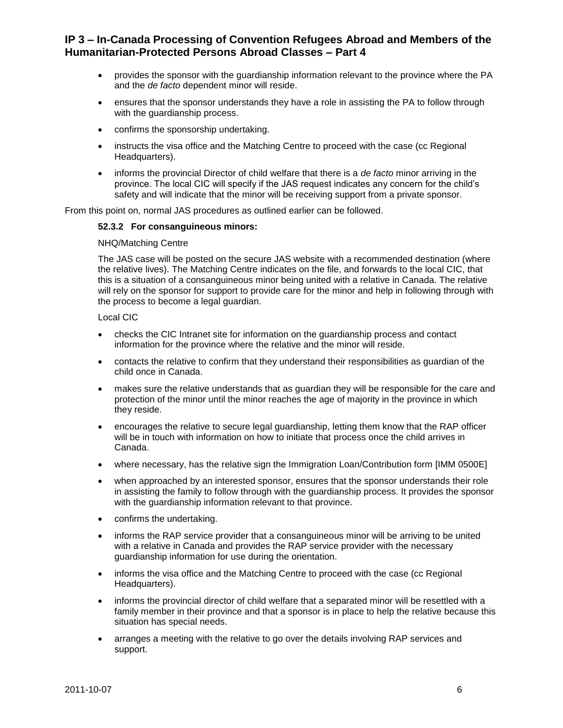- provides the sponsor with the guardianship information relevant to the province where the PA and the *de facto* dependent minor will reside.
- ensures that the sponsor understands they have a role in assisting the PA to follow through with the guardianship process.
- confirms the sponsorship undertaking.
- instructs the visa office and the Matching Centre to proceed with the case (cc Regional Headquarters).
- informs the provincial Director of child welfare that there is a *de facto* minor arriving in the province. The local CIC will specify if the JAS request indicates any concern for the child's safety and will indicate that the minor will be receiving support from a private sponsor.

From this point on, normal JAS procedures as outlined earlier can be followed.

#### 52.3.2 For consanguineous minors:

NHQ/Matching Centre

The JAS case will be posted on the secure JAS website with a recommended destination (where the relative lives). The Matching Centre indicates on the file, and forwards to the local CIC, that this is a situation of a consanguineous minor being united with a relative in Canada. The relative will rely on the sponsor for support to provide care for the minor and help in following through with the process to become a legal guardian.

Local CIC

- checks the CIC Intranet site for information on the guardianship process and contact information for the province where the relative and the minor will reside.
- contacts the relative to confirm that they understand their responsibilities as guardian of the child once in Canada.
- makes sure the relative understands that as guardian they will be responsible for the care and protection of the minor until the minor reaches the age of majority in the province in which they reside.
- encourages the relative to secure legal guardianship, letting them know that the RAP officer will be in touch with information on how to initiate that process once the child arrives in Canada.
- where necessary, has the relative sign the Immigration Loan/Contribution form [IMM 0500E]
- when approached by an interested sponsor, ensures that the sponsor understands their role in assisting the family to follow through with the guardianship process. It provides the sponsor with the guardianship information relevant to that province.
- confirms the undertaking.
- informs the RAP service provider that a consanguineous minor will be arriving to be united with a relative in Canada and provides the RAP service provider with the necessary guardianship information for use during the orientation.
- informs the visa office and the Matching Centre to proceed with the case (cc Regional Headquarters).
- informs the provincial director of child welfare that a separated minor will be resettled with a family member in their province and that a sponsor is in place to help the relative because this situation has special needs.
- arranges a meeting with the relative to go over the details involving RAP services and support.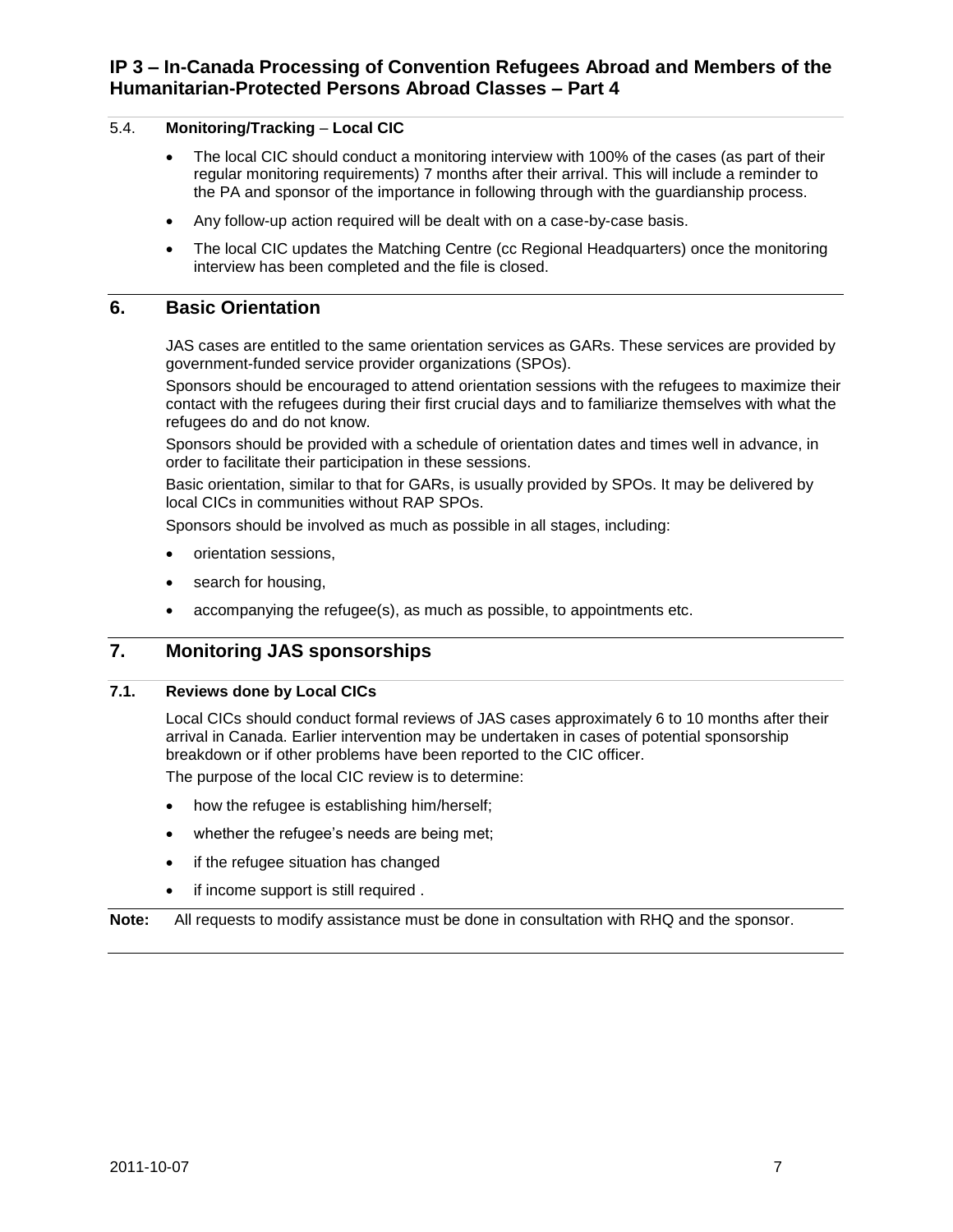### 5.4. Monitoring/Tracking – Local CIC

- The local CIC should conduct a monitoring interview with 100% of the cases (as part of their regular monitoring requirements) 7 months after their arrival. This will include a reminder to the PA and sponsor of the importance in following through with the guardianship process.
- Any follow-up action required will be dealt with on a case-by-case basis.
- The local CIC updates the Matching Centre (cc Regional Headquarters) once the monitoring interview has been completed and the file is closed.

## 6. Basic Orientation

JAS cases are entitled to the same orientation services as GARs. These services are provided by government-funded service provider organizations (SPOs).

Sponsors should be encouraged to attend orientation sessions with the refugees to maximize their contact with the refugees during their first crucial days and to familiarize themselves with what the refugees do and do not know.

Sponsors should be provided with a schedule of orientation dates and times well in advance, in order to facilitate their participation in these sessions.

Basic orientation, similar to that for GARs, is usually provided by SPOs. It may be delivered by local CICs in communities without RAP SPOs.

Sponsors should be involved as much as possible in all stages, including:

- orientation sessions,
- search for housing,
- accompanying the refugee(s), as much as possible, to appointments etc.

## 7. Monitoring JAS sponsorships

### 7.1. Reviews done by Local CICs

Local CICs should conduct formal reviews of JAS cases approximately 6 to 10 months after their arrival in Canada. Earlier intervention may be undertaken in cases of potential sponsorship breakdown or if other problems have been reported to the CIC officer.

The purpose of the local CIC review is to determine:

- how the refugee is establishing him/herself;
- whether the refugee's needs are being met;
- if the refugee situation has changed
- if income support is still required .

**Note:** All requests to modify assistance must be done in consultation with RHQ and the sponsor.